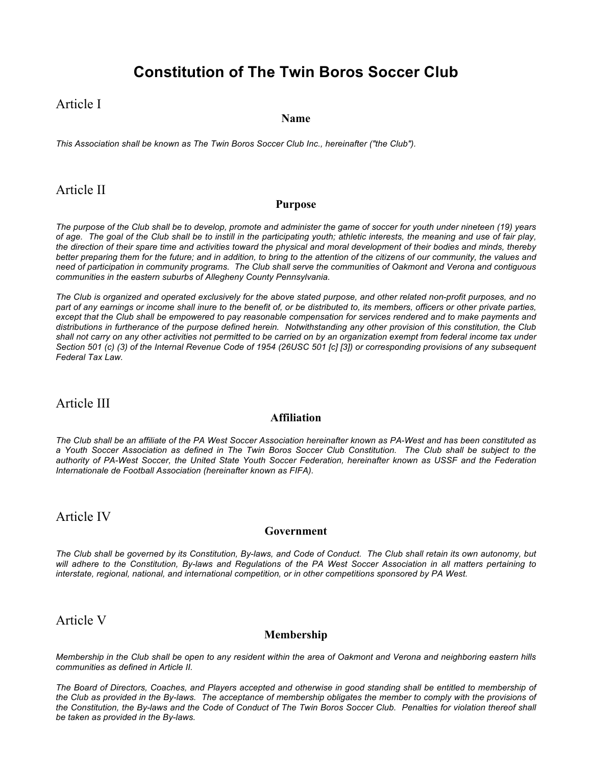# Constitution of The Twin Boros Soccer Club

## Article I

### Name

*This Association shall be known as The Twin Boros Soccer Club Inc., hereinafter ("the Club").*

## Article II

### Purpose

*The purpose of the Club shall be to develop, promote and administer the game of soccer for youth under nineteen (19) years of age. The goal of the Club shall be to instill in the participating youth; athletic interests, the meaning and use of fair play, the direction of their spare time and activities toward the physical and moral development of their bodies and minds, thereby better preparing them for the future; and in addition, to bring to the attention of the citizens of our community, the values and need of participation in community programs. The Club shall serve the communities of Oakmont and Verona and contiguous communities in the eastern suburbs of Allegheny County Pennsylvania.*

*The Club is organized and operated exclusively for the above stated purpose, and other related non-profit purposes, and no part of any earnings or income shall inure to the benefit of, or be distributed to, its members, officers or other private parties, except that the Club shall be empowered to pay reasonable compensation for services rendered and to make payments and distributions in furtherance of the purpose defined herein. Notwithstanding any other provision of this constitution, the Club shall not carry on any other activities not permitted to be carried on by an organization exempt from federal income tax under Section 501 (c) (3) of the Internal Revenue Code of 1954 (26USC 501 [c] [3]) or corresponding provisions of any subsequent Federal Tax Law.*

## Article III

### Affiliation

*The Club shall be an affiliate of the PA West Soccer Association hereinafter known as PA-West and has been constituted as a Youth Soccer Association as defined in The Twin Boros Soccer Club Constitution. The Club shall be subject to the authority of PA-West Soccer, the United State Youth Soccer Federation, hereinafter known as USSF and the Federation Internationale de Football Association (hereinafter known as FIFA).*

## Article IV

### Government

*The Club shall be governed by its Constitution, By-laws, and Code of Conduct. The Club shall retain its own autonomy, but will adhere to the Constitution, By-laws and Regulations of the PA West Soccer Association in all matters pertaining to interstate, regional, national, and international competition, or in other competitions sponsored by PA West.*

## Article V

### Membership

*Membership in the Club shall be open to any resident within the area of Oakmont and Verona and neighboring eastern hills communities as defined in Article II.*

*The Board of Directors, Coaches, and Players accepted and otherwise in good standing shall be entitled to membership of the Club as provided in the By-laws. The acceptance of membership obligates the member to comply with the provisions of the Constitution, the By-laws and the Code of Conduct of The Twin Boros Soccer Club. Penalties for violation thereof shall be taken as provided in the By-laws.*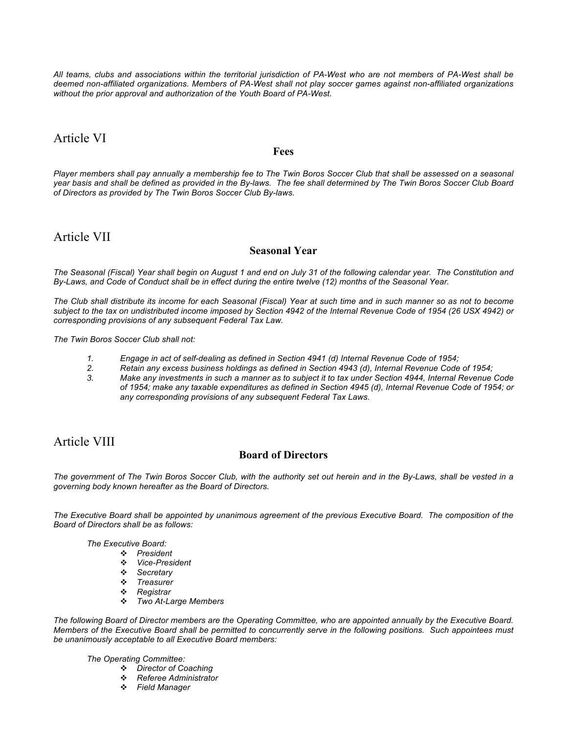*All teams, clubs and associations within the territorial jurisdiction of PA-West who are not members of PA-West shall be deemed non-affiliated organizations. Members of PA-West shall not play soccer games against non-affiliated organizations without the prior approval and authorization of the Youth Board of PA-West.*

## Article VI

### Fees

*Player members shall pay annually a membership fee to The Twin Boros Soccer Club that shall be assessed on a seasonal year basis and shall be defined as provided in the By-laws. The fee shall determined by The Twin Boros Soccer Club Board of Directors as provided by The Twin Boros Soccer Club By-laws.*

## Article VII

### Seasonal Year

*The Seasonal (Fiscal) Year shall begin on August 1 and end on July 31 of the following calendar year. The Constitution and By-Laws, and Code of Conduct shall be in effect during the entire twelve (12) months of the Seasonal Year.*

*The Club shall distribute its income for each Seasonal (Fiscal) Year at such time and in such manner so as not to become subject to the tax on undistributed income imposed by Section 4942 of the Internal Revenue Code of 1954 (26 USX 4942) or corresponding provisions of any subsequent Federal Tax Law.*

*The Twin Boros Soccer Club shall not:*

1. *Engage in act of self-dealing as defined in Section 4941 (d) Internal Revenue Code of 1954;*
2. *Retain any excess business holdings as defined in Section 4943 (d), Internal Revenue Code of 1954;*
3. *Make any investments in such a manner as to subject it to tax under Section 4944, Internal Revenue Code of 1954; make any taxable expenditures as defined in Section 4945 (d), Internal Revenue Code of 1954; or any corresponding provisions of any subsequent Federal Tax Laws.*

## Article VIII

### Board of Directors

*The government of The Twin Boros Soccer Club, with the authority set out herein and in the By-Laws, shall be vested in a governing body known hereafter as the Board of Directors.*

*The Executive Board shall be appointed by unanimous agreement of the previous Executive Board. The composition of the Board of Directors shall be as follows:*

*The Executive Board:*

- *President*
- *Vice-President*
- *Secretary*
- *Treasurer*
- *Registrar*
- *Two At-Large Members*

*The following Board of Director members are the Operating Committee, who are appointed annually by the Executive Board. Members of the Executive Board shall be permitted to concurrently serve in the following positions. Such appointees must be unanimously acceptable to all Executive Board members:*

*The Operating Committee:*

- *Director of Coaching*
- *Referee Administrator*
- *Field Manager*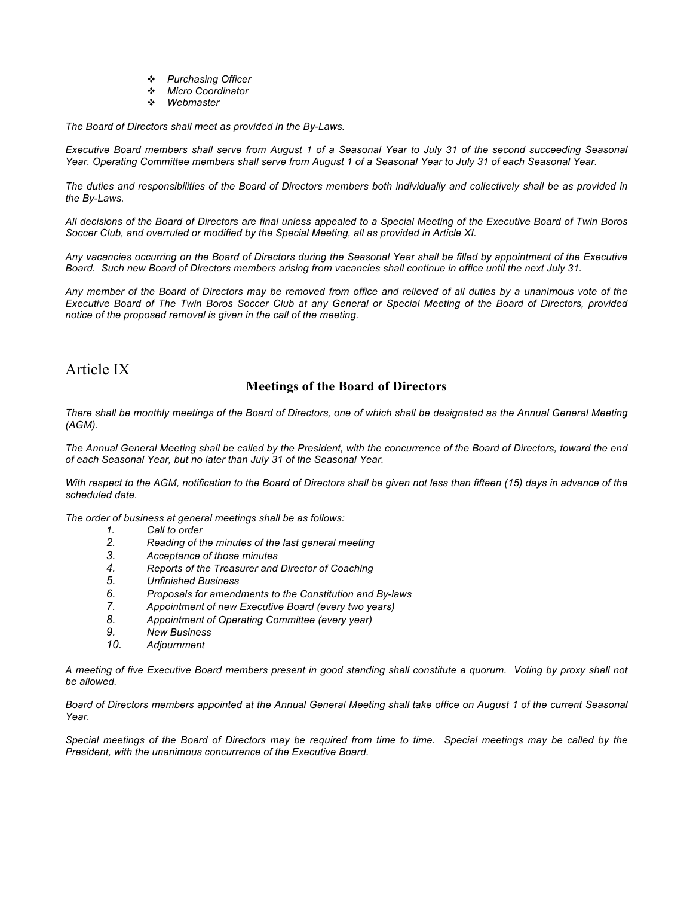- *Purchasing Officer*
- *Micro Coordinator*
- *Webmaster*

*The Board of Directors shall meet as provided in the By-Laws.*

*Executive Board members shall serve from August 1 of a Seasonal Year to July 31 of the second succeeding Seasonal Year. Operating Committee members shall serve from August 1 of a Seasonal Year to July 31 of each Seasonal Year.*

*The duties and responsibilities of the Board of Directors members both individually and collectively shall be as provided in the By-Laws.*

*All decisions of the Board of Directors are final unless appealed to a Special Meeting of the Executive Board of Twin Boros Soccer Club, and overruled or modified by the Special Meeting, all as provided in Article XI.*

*Any vacancies occurring on the Board of Directors during the Seasonal Year shall be filled by appointment of the Executive Board. Such new Board of Directors members arising from vacancies shall continue in office until the next July 31.*

*Any member of the Board of Directors may be removed from office and relieved of all duties by a unanimous vote of the Executive Board of The Twin Boros Soccer Club at any General or Special Meeting of the Board of Directors, provided notice of the proposed removal is given in the call of the meeting.*

# Article IX

## Meetings of the Board of Directors

*There shall be monthly meetings of the Board of Directors, one of which shall be designated as the Annual General Meeting (AGM).*

*The Annual General Meeting shall be called by the President, with the concurrence of the Board of Directors, toward the end of each Seasonal Year, but no later than July 31 of the Seasonal Year.*

*With respect to the AGM, notification to the Board of Directors shall be given not less than fifteen (15) days in advance of the scheduled date.*

*The order of business at general meetings shall be as follows:*

1. *Call to order*
2. *Reading of the minutes of the last general meeting*
3. *Acceptance of those minutes*
4. *Reports of the Treasurer and Director of Coaching*
5. *Unfinished Business*
6. *Proposals for amendments to the Constitution and By-laws*
7. *Appointment of new Executive Board (every two years)*
8. *Appointment of Operating Committee (every year)*
9. *New Business*
10. *Adjournment*

*A meeting of five Executive Board members present in good standing shall constitute a quorum. Voting by proxy shall not be allowed.*

*Board of Directors members appointed at the Annual General Meeting shall take office on August 1 of the current Seasonal Year.*

*Special meetings of the Board of Directors may be required from time to time. Special meetings may be called by the President, with the unanimous concurrence of the Executive Board.*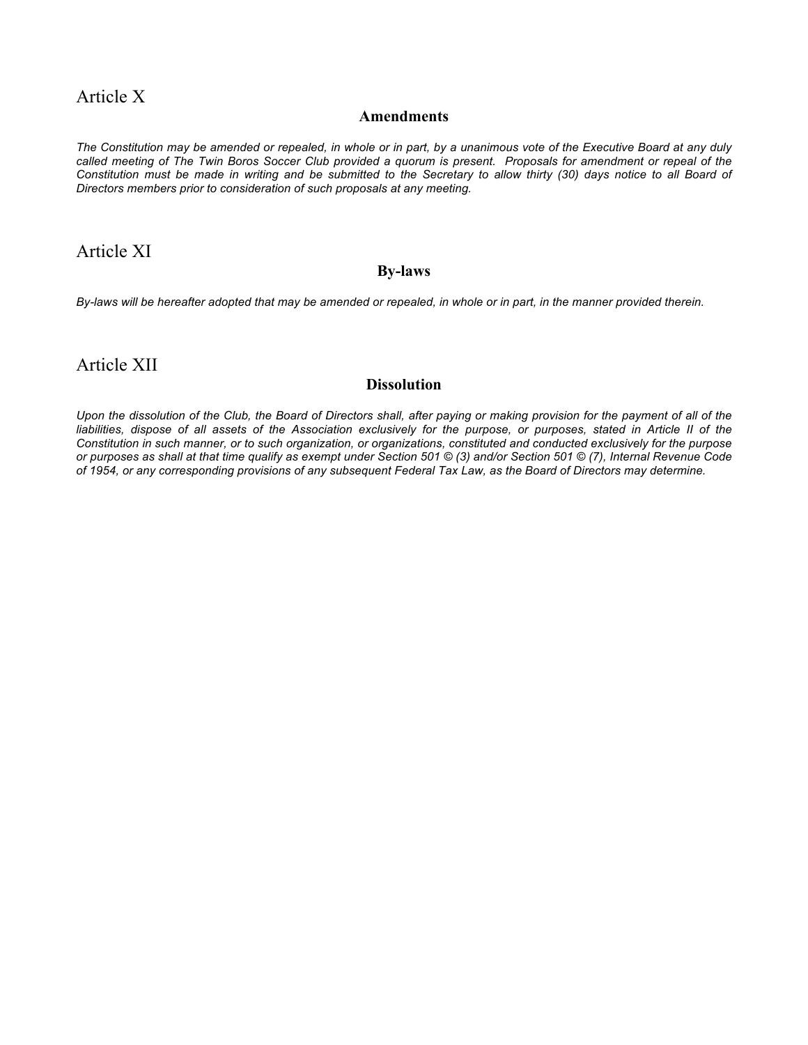## Article X

### Amendments

*The Constitution may be amended or repealed, in whole or in part, by a unanimous vote of the Executive Board at any duly called meeting of The Twin Boros Soccer Club provided a quorum is present. Proposals for amendment or repeal of the Constitution must be made in writing and be submitted to the Secretary to allow thirty (30) days notice to all Board of Directors members prior to consideration of such proposals at any meeting.*

## Article XI

### By-laws

*By-laws will be hereafter adopted that may be amended or repealed, in whole or in part, in the manner provided therein.*

## Article XII

### Dissolution

*Upon the dissolution of the Club, the Board of Directors shall, after paying or making provision for the payment of all of the liabilities, dispose of all assets of the Association exclusively for the purpose, or purposes, stated in Article II of the Constitution in such manner, or to such organization, or organizations, constituted and conducted exclusively for the purpose or purposes as shall at that time qualify as exempt under Section 501 © (3) and/or Section 501 © (7), Internal Revenue Code of 1954, or any corresponding provisions of any subsequent Federal Tax Law, as the Board of Directors may determine.*